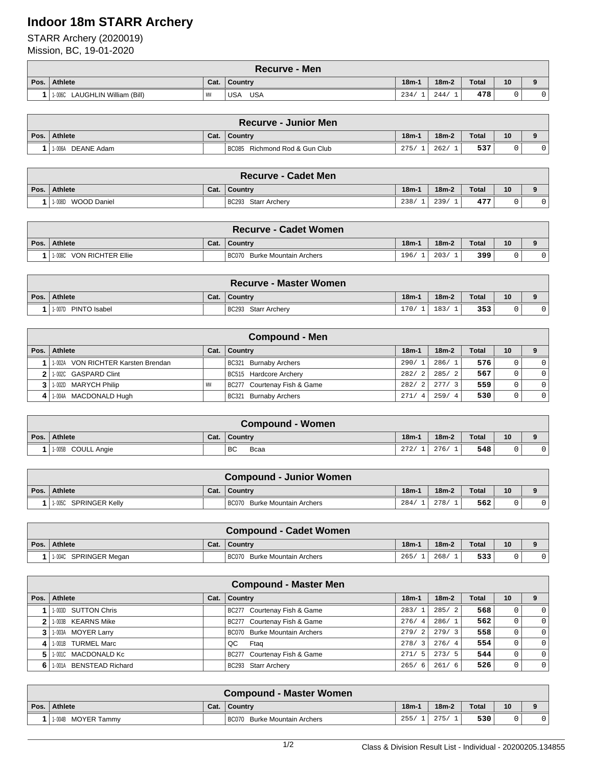# Indoor 18m STARR Archery

STARR Archery (2020019)
Mission, BC, 19-01-2020

## Recurve - Men

| Pos. | Athlete | Cat. | Country | 18m-1 | 18m-2 | Total | 10 | 9 |
|---|---|---|---|---|---|---|---|---|
| 1 | 1-006C LAUGHLIN William (Bill) | MM | USA USA | 234/ 1 | 244/ 1 | 478 | 0 | 0 |

## Recurve - Junior Men

| Pos. | Athlete | Cat. | Country | 18m-1 | 18m-2 | Total | 10 | 9 |
|---|---|---|---|---|---|---|---|---|
| 1 | 1-006A DEANE Adam | | BC085 Richmond Rod & Gun Club | 275/ 1 | 262/ 1 | 537 | 0 | 0 |

## Recurve - Cadet Men

| Pos. | Athlete | Cat. | Country | 18m-1 | 18m-2 | Total | 10 | 9 |
|---|---|---|---|---|---|---|---|---|
| 1 | 1-008D WOOD Daniel | | BC293 Starr Archery | 238/ 1 | 239/ 1 | 477 | 0 | 0 |

## Recurve - Cadet Women

| Pos. | Athlete | Cat. | Country | 18m-1 | 18m-2 | Total | 10 | 9 |
|---|---|---|---|---|---|---|---|---|
| 1 | 1-008C VON RICHTER Ellie | | BC070 Burke Mountain Archers | 196/ 1 | 203/ 1 | 399 | 0 | 0 |

## Recurve - Master Women

| Pos. | Athlete | Cat. | Country | 18m-1 | 18m-2 | Total | 10 | 9 |
|---|---|---|---|---|---|---|---|---|
| 1 | 1-007D PINTO Isabel | | BC293 Starr Archery | 170/ 1 | 183/ 1 | 353 | 0 | 0 |

## Compound - Men

| Pos. | Athlete | Cat. | Country | 18m-1 | 18m-2 | Total | 10 | 9 |
|---|---|---|---|---|---|---|---|---|
| 1 | 1-002A VON RICHTER Karsten Brendan | | BC321 Burnaby Archers | 290/ 1 | 286/ 1 | 576 | 0 | 0 |
| 2 | 1-002C GASPARD Clint | | BC515 Hardcore Archery | 282/ 2 | 285/ 2 | 567 | 0 | 0 |
| 3 | 1-002D MARYCH Philip | MM | BC277 Courtenay Fish & Game | 282/ 2 | 277/ 3 | 559 | 0 | 0 |
| 4 | 1-004A MACDONALD Hugh | | BC321 Burnaby Archers | 271/ 4 | 259/ 4 | 530 | 0 | 0 |

## Compound - Women

| Pos. | Athlete | Cat. | Country | 18m-1 | 18m-2 | Total | 10 | 9 |
|---|---|---|---|---|---|---|---|---|
| 1 | 1-005B COULL Angie | | BC Bcaa | 272/ 1 | 276/ 1 | 548 | 0 | 0 |

## Compound - Junior Women

| Pos. | Athlete | Cat. | Country | 18m-1 | 18m-2 | Total | 10 | 9 |
|---|---|---|---|---|---|---|---|---|
| 1 | 1-005C SPRINGER Kelly | | BC070 Burke Mountain Archers | 284/ 1 | 278/ 1 | 562 | 0 | 0 |

## Compound - Cadet Women

| Pos. | Athlete | Cat. | Country | 18m-1 | 18m-2 | Total | 10 | 9 |
|---|---|---|---|---|---|---|---|---|
| 1 | 1-004C SPRINGER Megan | | BC070 Burke Mountain Archers | 265/ 1 | 268/ 1 | 533 | 0 | 0 |

## Compound - Master Men

| Pos. | Athlete | Cat. | Country | 18m-1 | 18m-2 | Total | 10 | 9 |
|---|---|---|---|---|---|---|---|---|
| 1 | 1-003D SUTTON Chris | | BC277 Courtenay Fish & Game | 283/ 1 | 285/ 2 | 568 | 0 | 0 |
| 2 | 1-003B KEARNS Mike | | BC277 Courtenay Fish & Game | 276/ 4 | 286/ 1 | 562 | 0 | 0 |
| 3 | 1-003A MOYER Larry | | BC070 Burke Mountain Archers | 279/ 2 | 279/ 3 | 558 | 0 | 0 |
| 4 | 1-001B TURMEL Marc | | QC Ftaq | 278/ 3 | 276/ 4 | 554 | 0 | 0 |
| 5 | 1-001C MACDONALD Kc | | BC277 Courtenay Fish & Game | 271/ 5 | 273/ 5 | 544 | 0 | 0 |
| 6 | 1-001A BENSTEAD Richard | | BC293 Starr Archery | 265/ 6 | 261/ 6 | 526 | 0 | 0 |

## Compound - Master Women

| Pos. | Athlete | Cat. | Country | 18m-1 | 18m-2 | Total | 10 | 9 |
|---|---|---|---|---|---|---|---|---|
| 1 | 1-004B MOYER Tammy | | BC070 Burke Mountain Archers | 255/ 1 | 275/ 1 | 530 | 0 | 0 |

Class & Division Result List - Individual - 20200205.134855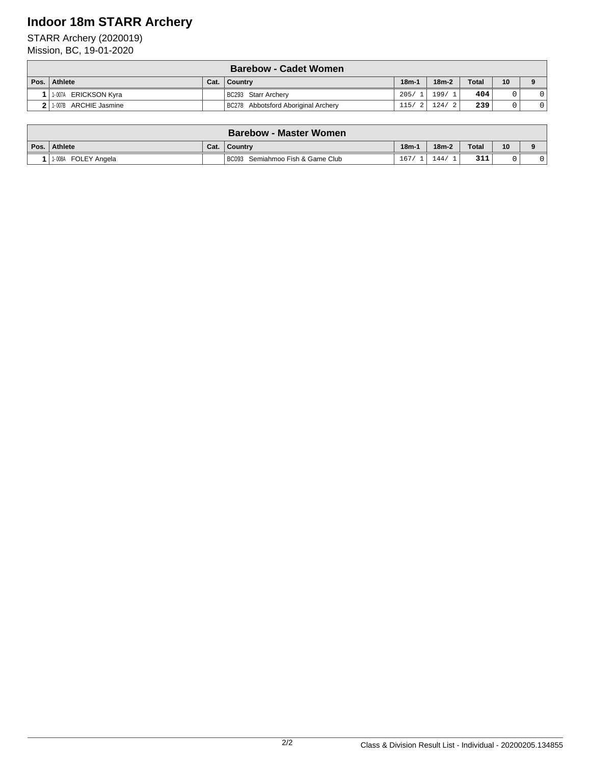# Indoor 18m STARR Archery

STARR Archery (2020019)
Mission, BC, 19-01-2020

## Barebow - Cadet Women

| Pos. | Athlete | Cat. | Country | 18m-1 | 18m-2 | Total | 10 | 9 |
|---|---|---|---|---|---|---|---|---|
| 1 | 1-007A ERICKSON Kyra | | BC293 Starr Archery | 205/ 1 | 199/ 1 | 404 | 0 | 0 |
| 2 | 1-007B ARCHIE Jasmine | | BC278 Abbotsford Aboriginal Archery | 115/ 2 | 124/ 2 | 239 | 0 | 0 |

## Barebow - Master Women

| Pos. | Athlete | Cat. | Country | 18m-1 | 18m-2 | Total | 10 | 9 |
|---|---|---|---|---|---|---|---|---|
| 1 | 1-008A FOLEY Angela | | BC093 Semiahmoo Fish & Game Club | 167/ 1 | 144/ 1 | 311 | 0 | 0 |

Class & Division Result List - Individual - 20200205.134855